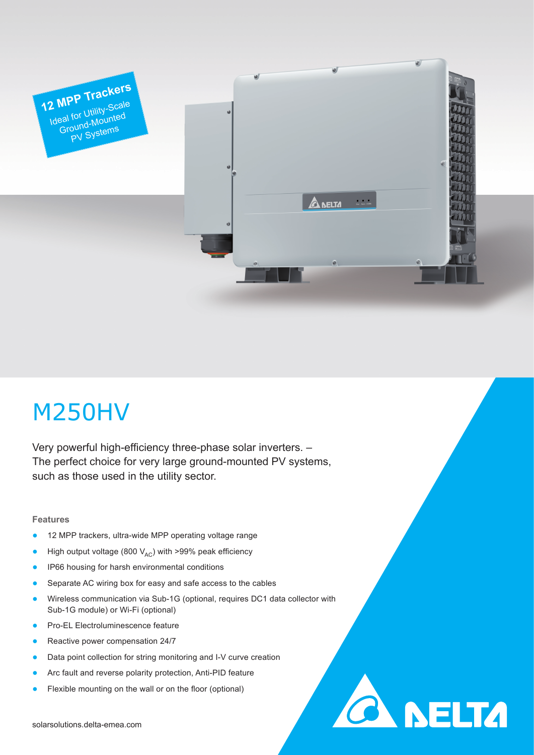12 MPP Trackers
Ideal for Utility-Scale Ground-Mounted PV Systems

# M250HV

Very powerful high-efficiency three-phase solar inverters. –
The perfect choice for very large ground-mounted PV systems, such as those used in the utility sector.

### Features

- 12 MPP trackers, ultra-wide MPP operating voltage range
- High output voltage (800 $V_{AC}$) with >99% peak efficiency
- IP66 housing for harsh environmental conditions
- Separate AC wiring box for easy and safe access to the cables
- Wireless communication via Sub-1G (optional, requires DC1 data collector with Sub-1G module) or Wi-Fi (optional)
- Pro-EL Electroluminescence feature
- Reactive power compensation 24/7
- Data point collection for string monitoring and I-V curve creation
- Arc fault and reverse polarity protection, Anti-PID feature
- Flexible mounting on the wall or on the floor (optional)

solarsolutions.delta-emea.com

DELTA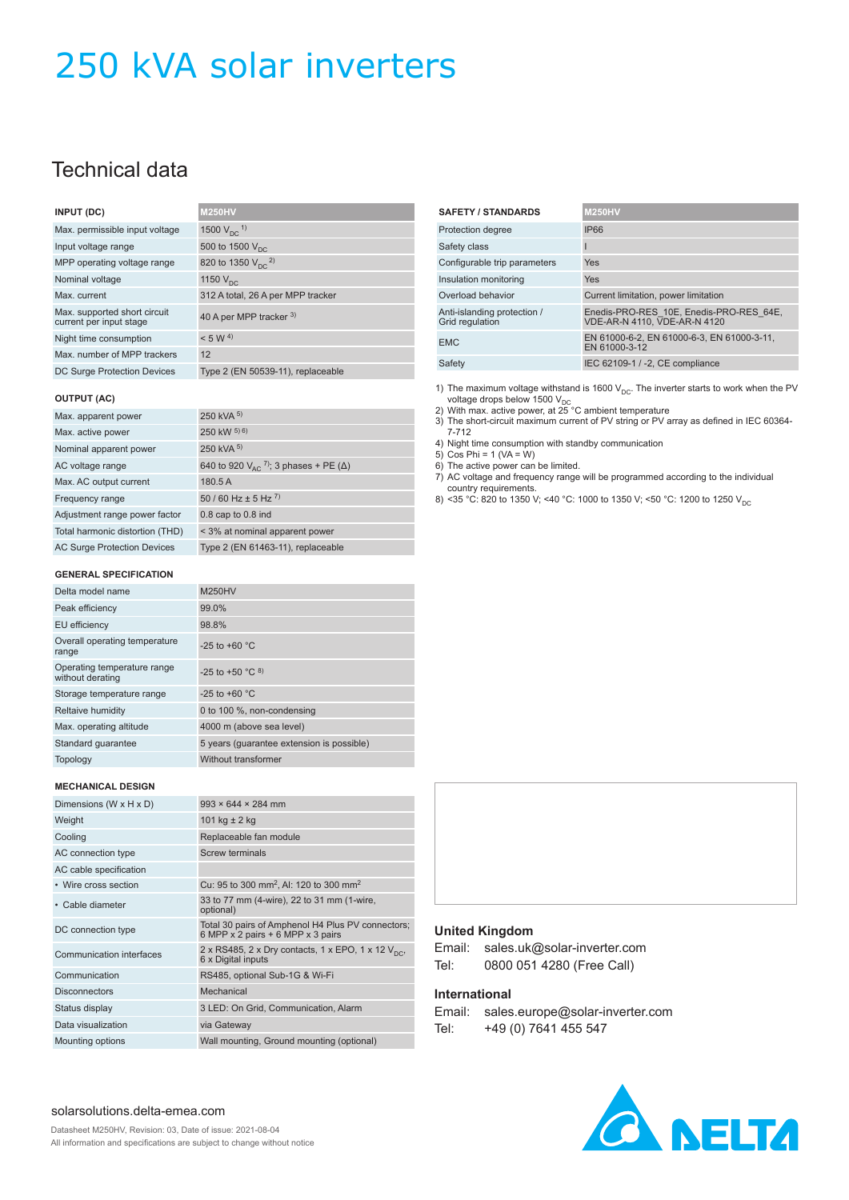# 250 kVA solar inverters

## Technical data

| INPUT (DC) | M250HV |
|---|---|
| Max. permissible input voltage | 1500 $V_{DC}$ [1] |
| Input voltage range | 500 to 1500 $V_{DC}$ |
| MPP operating voltage range | 820 to 1350 $V_{DC}$ [2] |
| Nominal voltage | 1150 $V_{DC}$ |
| Max. current | 312 A total, 26 A per MPP tracker |
| Max. supported short circuit current per input stage | 40 A per MPP tracker [3] |
| Night time consumption | < 5 W [4] |
| Max. number of MPP trackers | 12 |
| DC Surge Protection Devices | Type 2 (EN 50539-11), replaceable |

| OUTPUT (AC) | |
|---|---|
| Max. apparent power | 250 kVA [5] |
| Max. active power | 250 kW [5] [6] |
| Nominal apparent power | 250 kVA [5] |
| AC voltage range | 640 to 920 $V_{AC}$ [7]; 3 phases + PE (Δ) |
| Max. AC output current | 180.5 A |
| Frequency range | 50 / 60 Hz ± 5 Hz [7] |
| Adjustment range power factor | 0.8 cap to 0.8 ind |
| Total harmonic distortion (THD) | < 3% at nominal apparent power |
| AC Surge Protection Devices | Type 2 (EN 61463-11), replaceable |

| GENERAL SPECIFICATION | |
|---|---|
| Delta model name | M250HV |
| Peak efficiency | 99.0% |
| EU efficiency | 98.8% |
| Overall operating temperature range | -25 to +60 °C |
| Operating temperature range without derating | -25 to +50 °C [8] |
| Storage temperature range | -25 to +60 °C |
| Reltaive humidity | 0 to 100 %, non-condensing |
| Max. operating altitude | 4000 m (above sea level) |
| Standard guarantee | 5 years (guarantee extension is possible) |
| Topology | Without transformer |

| MECHANICAL DESIGN | |
|---|---|
| Dimensions (W x H x D) | 993 × 644 × 284 mm |
| Weight | 101 kg ± 2 kg |
| Cooling | Replaceable fan module |
| AC connection type | Screw terminals |
| AC cable specification | |
| • Wire cross section | Cu: 95 to 300 $mm^2$, Al: 120 to 300 $mm^2$ |
| • Cable diameter | 33 to 77 mm (4-wire), 22 to 31 mm (1-wire, optional) |
| DC connection type | Total 30 pairs of Amphenol H4 Plus PV connectors; 6 MPP x 2 pairs + 6 MPP x 3 pairs |
| Communication interfaces | 2 x RS485, 2 x Dry contacts, 1 x EPO, 1 x 12 $V_{DC}$, 6 x Digital inputs |
| Communication | RS485, optional Sub-1G & Wi-Fi |
| Disconnectors | Mechanical |
| Status display | 3 LED: On Grid, Communication, Alarm |
| Data visualization | via Gateway |
| Mounting options | Wall mounting, Ground mounting (optional) |

| SAFETY / STANDARDS | M250HV |
|---|---|
| Protection degree | IP66 |
| Safety class | I |
| Configurable trip parameters | Yes |
| Insulation monitoring | Yes |
| Overload behavior | Current limitation, power limitation |
| Anti-islanding protection / Grid regulation | Enedis-PRO-RES_10E, Enedis-PRO-RES_64E, VDE-AR-N 4110, VDE-AR-N 4120 |
| EMC | EN 61000-6-2, EN 61000-6-3, EN 61000-3-11, EN 61000-3-12 |
| Safety | IEC 62109-1 / -2, CE compliance |

1) The maximum voltage withstand is 1600 $V_{DC}$. The inverter starts to work when the PV voltage drops below 1500 $V_{DC}$
2) With max. active power, at 25 °C ambient temperature
3) The short-circuit maximum current of PV string or PV array as defined in IEC 60364-7-712
4) Night time consumption with standby communication
5) Cos Phi = 1 (VA = W)
6) The active power can be limited.
7) AC voltage and frequency range will be programmed according to the individual country requirements.
8) <35 °C: 820 to 1350 V; <40 °C: 1000 to 1350 V; <50 °C: 1200 to 1250 $V_{DC}$

**United Kingdom**
Email: sales.uk@solar-inverter.com
Tel: 0800 051 4280 (Free Call)

**International**
Email: sales.europe@solar-inverter.com
Tel: +49 (0) 7641 455 547

solarsolutions.delta-emea.com

Datasheet M250HV, Revision: 03, Date of issue: 2021-08-04
All information and specifications are subject to change without notice

DELTA